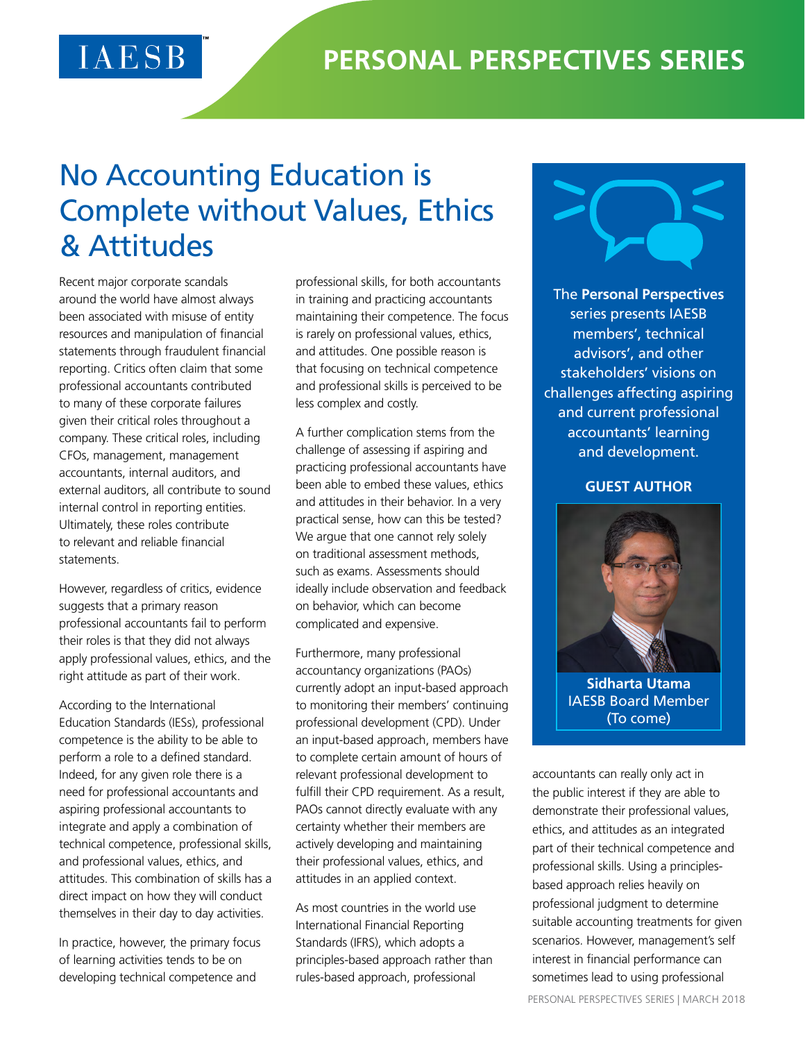# PERSONAL PERSPECTIVES SERIES

# No Accounting Education is Complete without Values, Ethics & Attitudes

Recent major corporate scandals around the world have almost always been associated with misuse of entity resources and manipulation of financial statements through fraudulent financial reporting. Critics often claim that some professional accountants contributed to many of these corporate failures given their critical roles throughout a company. These critical roles, including CFOs, management, management accountants, internal auditors, and external auditors, all contribute to sound internal control in reporting entities. Ultimately, these roles contribute to relevant and reliable financial statements.

However, regardless of critics, evidence suggests that a primary reason professional accountants fail to perform their roles is that they did not always apply professional values, ethics, and the right attitude as part of their work.

According to the International Education Standards (IESs), professional competence is the ability to be able to perform a role to a defined standard. Indeed, for any given role there is a need for professional accountants and aspiring professional accountants to integrate and apply a combination of technical competence, professional skills, and professional values, ethics, and attitudes. This combination of skills has a direct impact on how they will conduct themselves in their day to day activities.

In practice, however, the primary focus of learning activities tends to be on developing technical competence and professional skills, for both accountants in training and practicing accountants maintaining their competence. The focus is rarely on professional values, ethics, and attitudes. One possible reason is that focusing on technical competence and professional skills is perceived to be less complex and costly.

A further complication stems from the challenge of assessing if aspiring and practicing professional accountants have been able to embed these values, ethics and attitudes in their behavior. In a very practical sense, how can this be tested? We argue that one cannot rely solely on traditional assessment methods, such as exams. Assessments should ideally include observation and feedback on behavior, which can become complicated and expensive.

Furthermore, many professional accountancy organizations (PAOs) currently adopt an input-based approach to monitoring their members' continuing professional development (CPD). Under an input-based approach, members have to complete certain amount of hours of relevant professional development to fulfill their CPD requirement. As a result, PAOs cannot directly evaluate with any certainty whether their members are actively developing and maintaining their professional values, ethics, and attitudes in an applied context.

As most countries in the world use International Financial Reporting Standards (IFRS), which adopts a principles-based approach rather than rules-based approach, professional accountants can really only act in the public interest if they are able to demonstrate their professional values, ethics, and attitudes as an integrated part of their technical competence and professional skills. Using a principles-based approach relies heavily on professional judgment to determine suitable accounting treatments for given scenarios. However, management's self interest in financial performance can sometimes lead to using professional

---

The **Personal Perspectives** series presents IAESB members', technical advisors', and other stakeholders' visions on challenges affecting aspiring and current professional accountants' learning and development.

**GUEST AUTHOR**

**Sidharta Utama**
IAESB Board Member
(To come)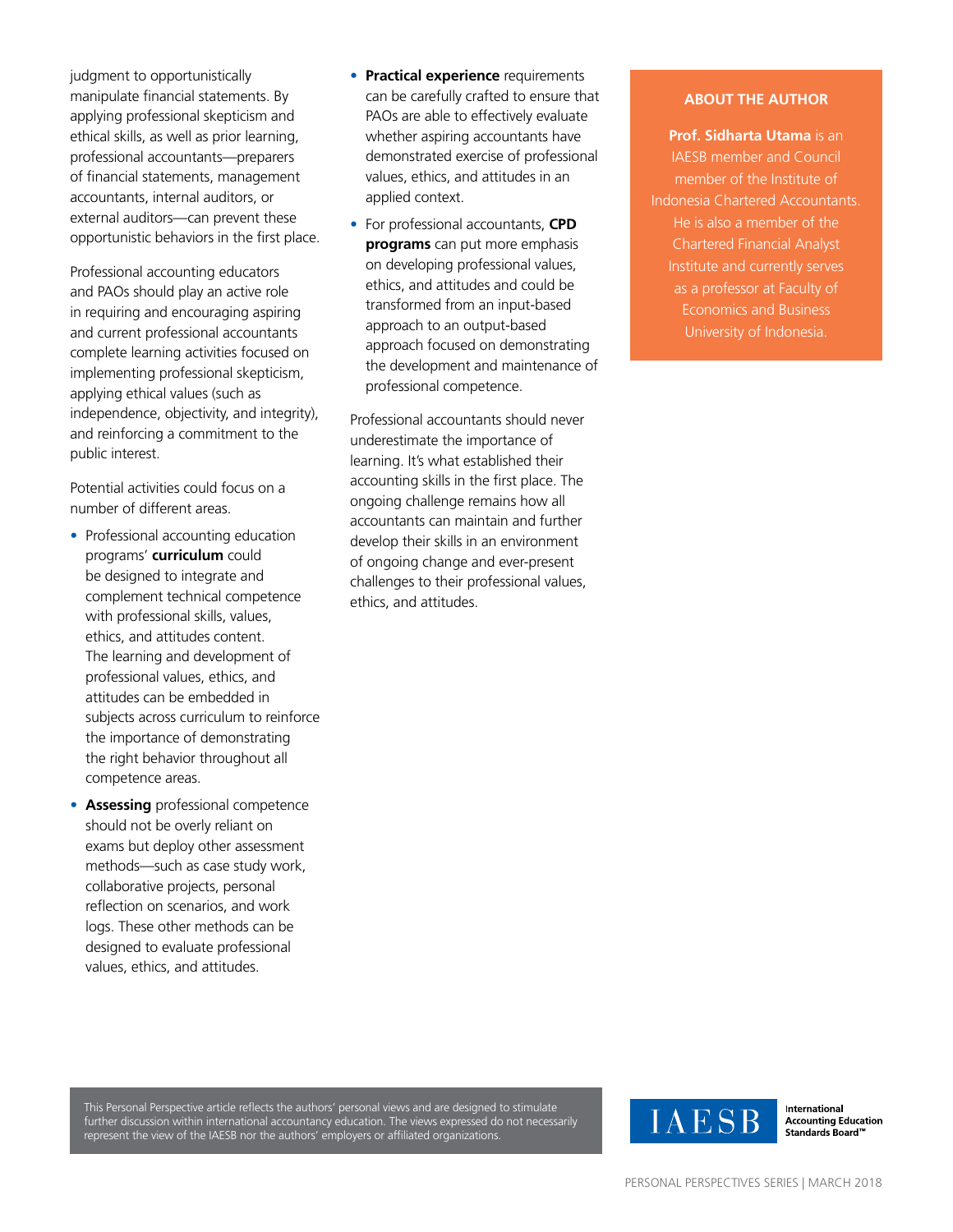judgment to opportunistically manipulate financial statements. By applying professional skepticism and ethical skills, as well as prior learning, professional accountants—preparers of financial statements, management accountants, internal auditors, or external auditors—can prevent these opportunistic behaviors in the first place.

Professional accounting educators and PAOs should play an active role in requiring and encouraging aspiring and current professional accountants complete learning activities focused on implementing professional skepticism, applying ethical values (such as independence, objectivity, and integrity), and reinforcing a commitment to the public interest.

Potential activities could focus on a number of different areas.

- Professional accounting education programs' **curriculum** could be designed to integrate and complement technical competence with professional skills, values, ethics, and attitudes content. The learning and development of professional values, ethics, and attitudes can be embedded in subjects across curriculum to reinforce the importance of demonstrating the right behavior throughout all competence areas.
- **Assessing** professional competence should not be overly reliant on exams but deploy other assessment methods—such as case study work, collaborative projects, personal reflection on scenarios, and work logs. These other methods can be designed to evaluate professional values, ethics, and attitudes.
- **Practical experience** requirements can be carefully crafted to ensure that PAOs are able to effectively evaluate whether aspiring accountants have demonstrated exercise of professional values, ethics, and attitudes in an applied context.
- For professional accountants, **CPD programs** can put more emphasis on developing professional values, ethics, and attitudes and could be transformed from an input-based approach to an output-based approach focused on demonstrating the development and maintenance of professional competence.

Professional accountants should never underestimate the importance of learning. It's what established their accounting skills in the first place. The ongoing challenge remains how all accountants can maintain and further develop their skills in an environment of ongoing change and ever-present challenges to their professional values, ethics, and attitudes.

## ABOUT THE AUTHOR

**Prof. Sidharta Utama** is an IAESB member and Council member of the Institute of Indonesia Chartered Accountants. He is also a member of the Chartered Financial Analyst Institute and currently serves as a professor at Faculty of Economics and Business University of Indonesia.

This Personal Perspective article reflects the authors' personal views and are designed to stimulate further discussion within international accountancy education. The views expressed do not necessarily represent the view of the IAESB nor the authors' employers or affiliated organizations.

IAESB International Accounting Education Standards Board™